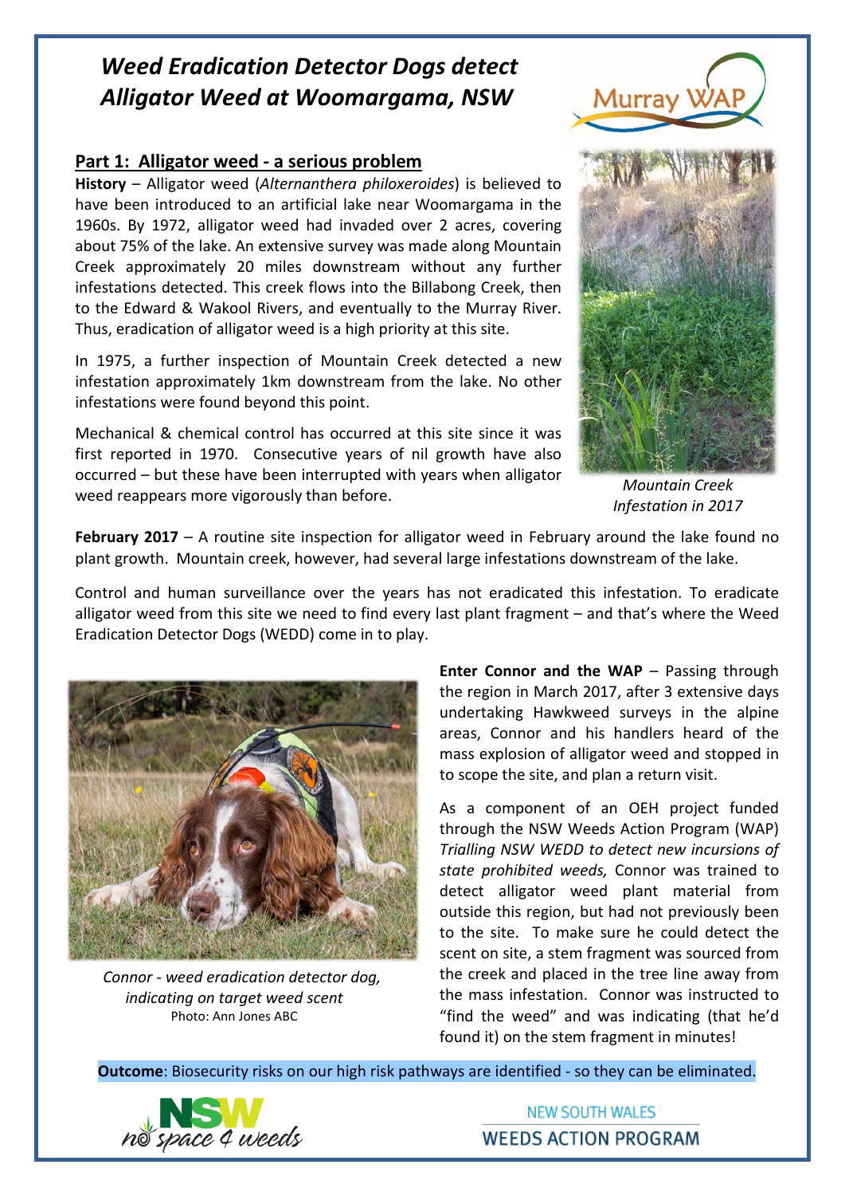# *Weed Eradication Detector Dogs detect Alligator Weed at Woomargama, NSW*

Murray WAP

## Part 1: Alligator weed - a serious problem

**History** – Alligator weed (*Alternanthera philoxeroides*) is believed to have been introduced to an artificial lake near Woomargama in the 1960s. By 1972, alligator weed had invaded over 2 acres, covering about 75% of the lake. An extensive survey was made along Mountain Creek approximately 20 miles downstream without any further infestations detected. This creek flows into the Billabong Creek, then to the Edward & Wakool Rivers, and eventually to the Murray River. Thus, eradication of alligator weed is a high priority at this site.

In 1975, a further inspection of Mountain Creek detected a new infestation approximately 1km downstream from the lake. No other infestations were found beyond this point.

Mechanical & chemical control has occurred at this site since it was first reported in 1970. Consecutive years of nil growth have also occurred – but these have been interrupted with years when alligator weed reappears more vigorously than before.

*Mountain Creek Infestation in 2017*

**February 2017** – A routine site inspection for alligator weed in February around the lake found no plant growth. Mountain creek, however, had several large infestations downstream of the lake.

Control and human surveillance over the years has not eradicated this infestation. To eradicate alligator weed from this site we need to find every last plant fragment – and that's where the Weed Eradication Detector Dogs (WEDD) come in to play.

*Connor - weed eradication detector dog, indicating on target weed scent*
Photo: Ann Jones ABC

**Enter Connor and the WAP** – Passing through the region in March 2017, after 3 extensive days undertaking Hawkweed surveys in the alpine areas, Connor and his handlers heard of the mass explosion of alligator weed and stopped in to scope the site, and plan a return visit.

As a component of an OEH project funded through the NSW Weeds Action Program (WAP) *Trialling NSW WEDD to detect new incursions of state prohibited weeds,* Connor was trained to detect alligator weed plant material from outside this region, but had not previously been to the site. To make sure he could detect the scent on site, a stem fragment was sourced from the creek and placed in the tree line away from the mass infestation. Connor was instructed to "find the weed" and was indicating (that he'd found it) on the stem fragment in minutes!

**Outcome**: Biosecurity risks on our high risk pathways are identified - so they can be eliminated.

NSW no space 4 weeds

NEW SOUTH WALES WEEDS ACTION PROGRAM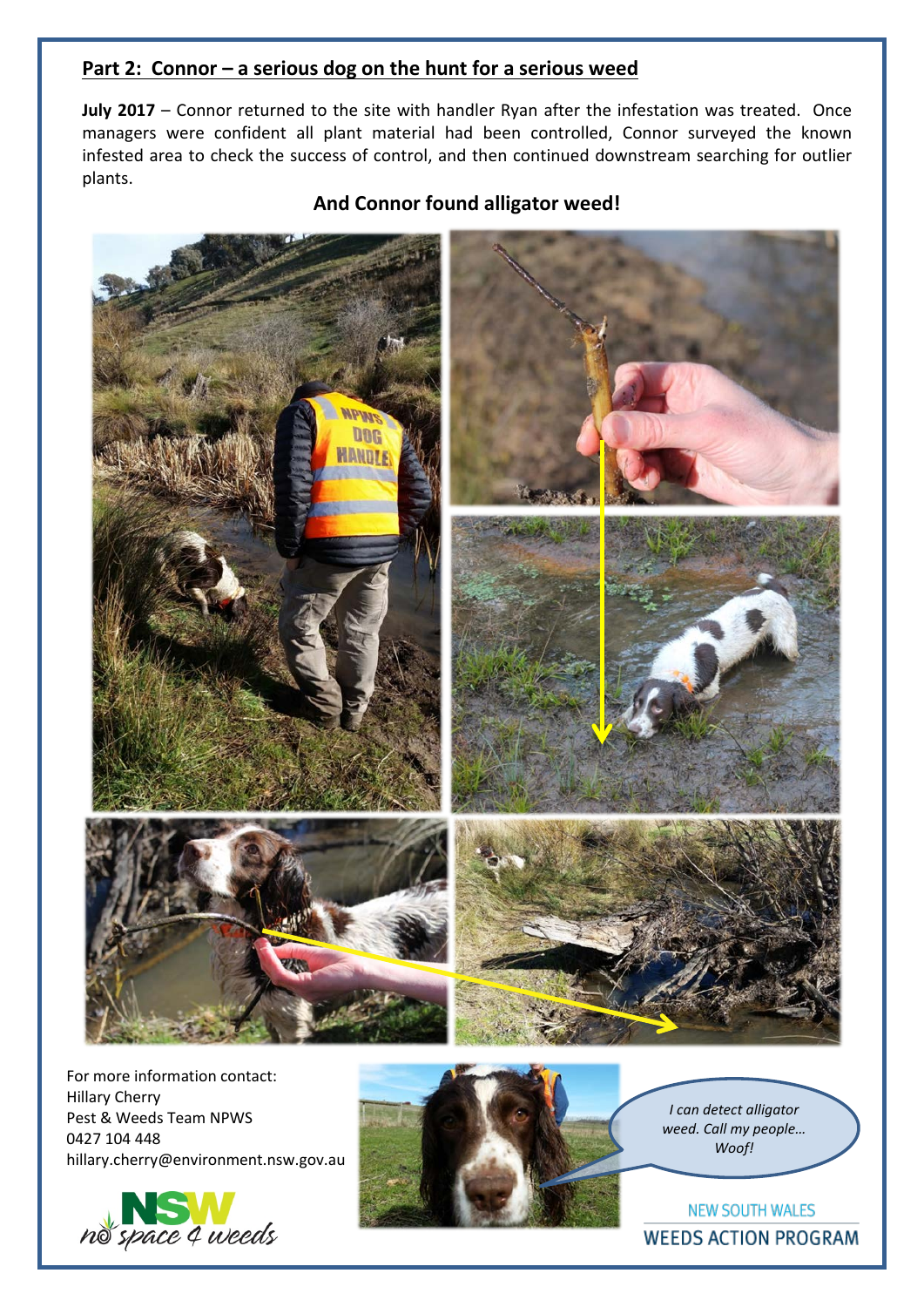## Part 2: Connor – a serious dog on the hunt for a serious weed

**July 2017** – Connor returned to the site with handler Ryan after the infestation was treated. Once managers were confident all plant material had been controlled, Connor surveyed the known infested area to check the success of control, and then continued downstream searching for outlier plants.

**And Connor found alligator weed!**

For more information contact:
Hillary Cherry
Pest & Weeds Team NPWS
0427 104 448
hillary.cherry@environment.nsw.gov.au

*I can detect alligator weed. Call my people… Woof!*

NSW no space 4 weeds

NEW SOUTH WALES
WEEDS ACTION PROGRAM